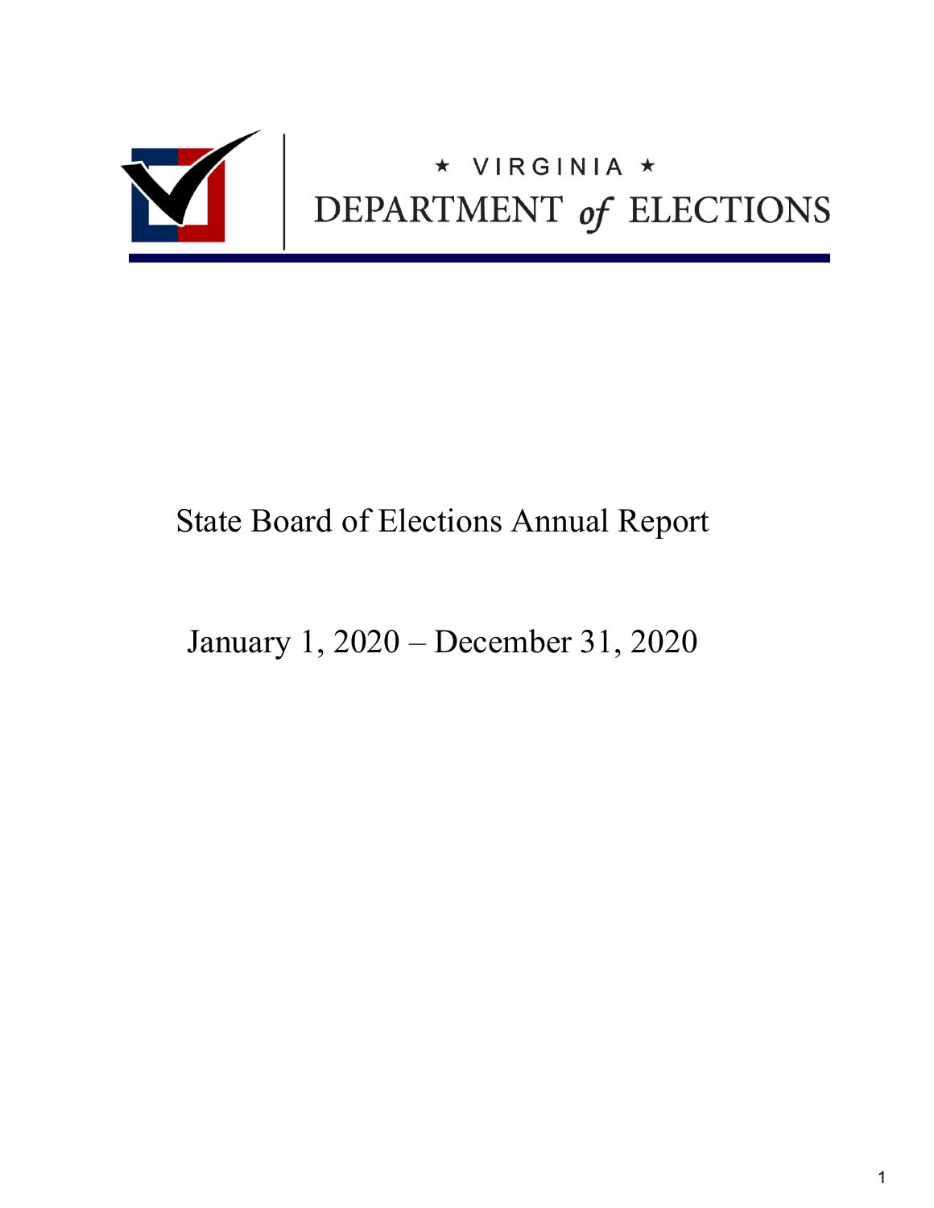★ VIRGINIA ★

DEPARTMENT *of* ELECTIONS

# State Board of Elections Annual Report

## January 1, 2020 – December 31, 2020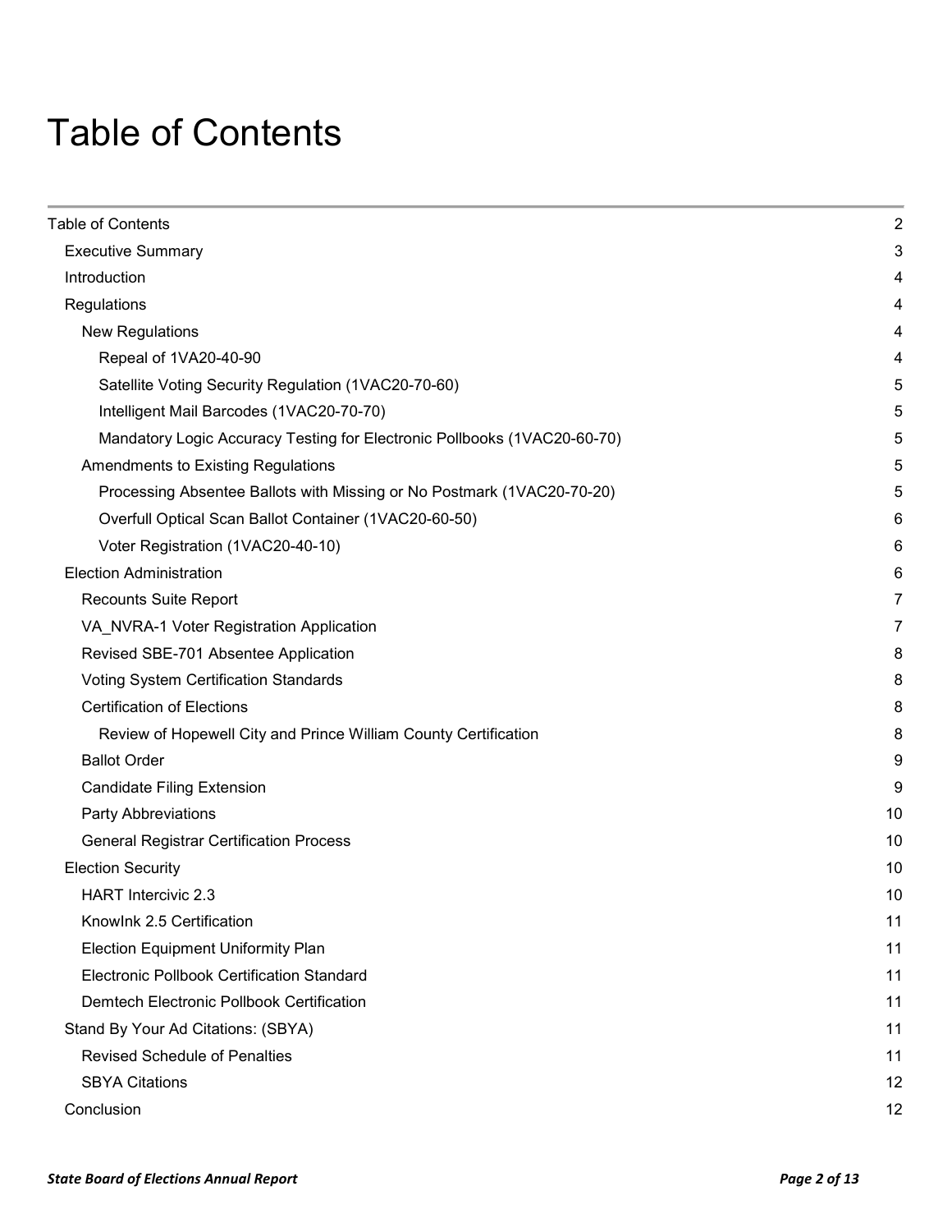# Table of Contents

- Table of Contents 2
  - Executive Summary 3
  - Introduction 4
  - Regulations 4
    - New Regulations 4
      - Repeal of 1VA20-40-90 4
      - Satellite Voting Security Regulation (1VAC20-70-60) 5
      - Intelligent Mail Barcodes (1VAC20-70-70) 5
      - Mandatory Logic Accuracy Testing for Electronic Pollbooks (1VAC20-60-70) 5
    - Amendments to Existing Regulations 5
      - Processing Absentee Ballots with Missing or No Postmark (1VAC20-70-20) 5
      - Overfull Optical Scan Ballot Container (1VAC20-60-50) 6
      - Voter Registration (1VAC20-40-10) 6
  - Election Administration 6
    - Recounts Suite Report 7
    - VA_NVRA-1 Voter Registration Application 7
    - Revised SBE-701 Absentee Application 8
    - Voting System Certification Standards 8
    - Certification of Elections 8
      - Review of Hopewell City and Prince William County Certification 8
    - Ballot Order 9
    - Candidate Filing Extension 9
    - Party Abbreviations 10
    - General Registrar Certification Process 10
  - Election Security 10
    - HART Intercivic 2.3 10
    - KnowInk 2.5 Certification 11
    - Election Equipment Uniformity Plan 11
    - Electronic Pollbook Certification Standard 11
    - Demtech Electronic Pollbook Certification 11
  - Stand By Your Ad Citations: (SBYA) 11
    - Revised Schedule of Penalties 11
    - SBYA Citations 12
  - Conclusion 12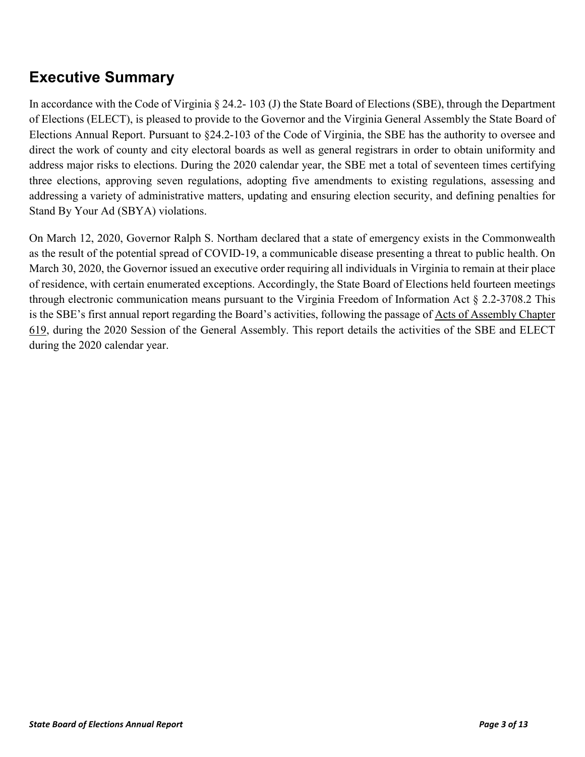## Executive Summary

In accordance with the Code of Virginia § 24.2- 103 (J) the State Board of Elections (SBE), through the Department of Elections (ELECT), is pleased to provide to the Governor and the Virginia General Assembly the State Board of Elections Annual Report. Pursuant to §24.2-103 of the Code of Virginia, the SBE has the authority to oversee and direct the work of county and city electoral boards as well as general registrars in order to obtain uniformity and address major risks to elections. During the 2020 calendar year, the SBE met a total of seventeen times certifying three elections, approving seven regulations, adopting five amendments to existing regulations, assessing and addressing a variety of administrative matters, updating and ensuring election security, and defining penalties for Stand By Your Ad (SBYA) violations.

On March 12, 2020, Governor Ralph S. Northam declared that a state of emergency exists in the Commonwealth as the result of the potential spread of COVID-19, a communicable disease presenting a threat to public health. On March 30, 2020, the Governor issued an executive order requiring all individuals in Virginia to remain at their place of residence, with certain enumerated exceptions. Accordingly, the State Board of Elections held fourteen meetings through electronic communication means pursuant to the Virginia Freedom of Information Act § 2.2-3708.2 This is the SBE's first annual report regarding the Board's activities, following the passage of Acts of Assembly Chapter 619, during the 2020 Session of the General Assembly. This report details the activities of the SBE and ELECT during the 2020 calendar year.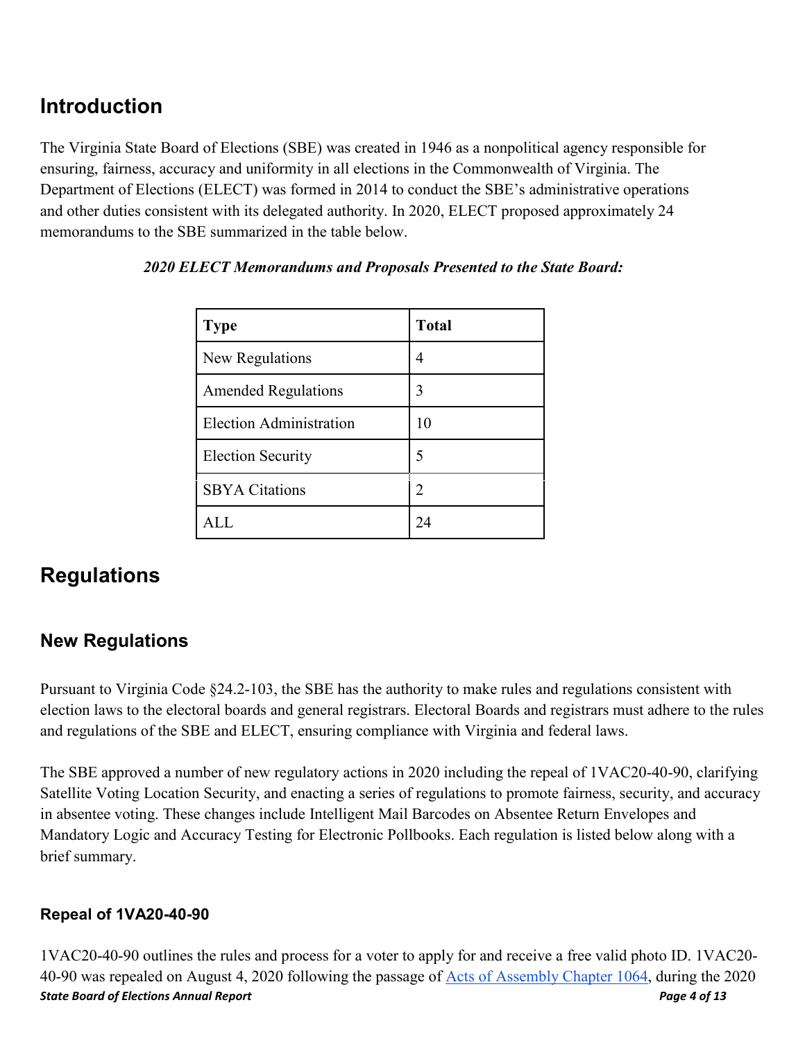## Introduction

The Virginia State Board of Elections (SBE) was created in 1946 as a nonpolitical agency responsible for ensuring, fairness, accuracy and uniformity in all elections in the Commonwealth of Virginia. The Department of Elections (ELECT) was formed in 2014 to conduct the SBE's administrative operations and other duties consistent with its delegated authority. In 2020, ELECT proposed approximately 24 memorandums to the SBE summarized in the table below.

***2020 ELECT Memorandums and Proposals Presented to the State Board:***

| Type | Total |
|---|---|
| New Regulations | 4 |
| Amended Regulations | 3 |
| Election Administration | 10 |
| Election Security | 5 |
| SBYA Citations | 2 |
| ALL | 24 |

## Regulations

### New Regulations

Pursuant to Virginia Code §24.2-103, the SBE has the authority to make rules and regulations consistent with election laws to the electoral boards and general registrars. Electoral Boards and registrars must adhere to the rules and regulations of the SBE and ELECT, ensuring compliance with Virginia and federal laws.

The SBE approved a number of new regulatory actions in 2020 including the repeal of 1VAC20-40-90, clarifying Satellite Voting Location Security, and enacting a series of regulations to promote fairness, security, and accuracy in absentee voting. These changes include Intelligent Mail Barcodes on Absentee Return Envelopes and Mandatory Logic and Accuracy Testing for Electronic Pollbooks. Each regulation is listed below along with a brief summary.

#### Repeal of 1VA20-40-90

1VAC20-40-90 outlines the rules and process for a voter to apply for and receive a free valid photo ID. 1VAC20-40-90 was repealed on August 4, 2020 following the passage of [Acts of Assembly Chapter 1064](), during the 2020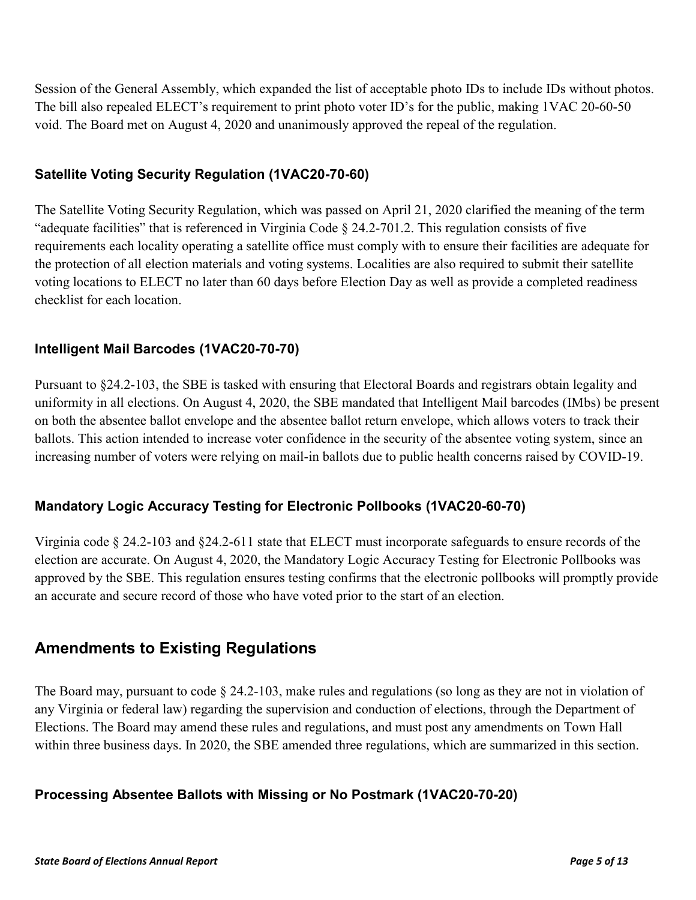Session of the General Assembly, which expanded the list of acceptable photo IDs to include IDs without photos. The bill also repealed ELECT's requirement to print photo voter ID's for the public, making 1VAC 20-60-50 void. The Board met on August 4, 2020 and unanimously approved the repeal of the regulation.

### Satellite Voting Security Regulation (1VAC20-70-60)

The Satellite Voting Security Regulation, which was passed on April 21, 2020 clarified the meaning of the term "adequate facilities" that is referenced in Virginia Code § 24.2-701.2. This regulation consists of five requirements each locality operating a satellite office must comply with to ensure their facilities are adequate for the protection of all election materials and voting systems. Localities are also required to submit their satellite voting locations to ELECT no later than 60 days before Election Day as well as provide a completed readiness checklist for each location.

### Intelligent Mail Barcodes (1VAC20-70-70)

Pursuant to §24.2-103, the SBE is tasked with ensuring that Electoral Boards and registrars obtain legality and uniformity in all elections. On August 4, 2020, the SBE mandated that Intelligent Mail barcodes (IMbs) be present on both the absentee ballot envelope and the absentee ballot return envelope, which allows voters to track their ballots. This action intended to increase voter confidence in the security of the absentee voting system, since an increasing number of voters were relying on mail-in ballots due to public health concerns raised by COVID-19.

### Mandatory Logic Accuracy Testing for Electronic Pollbooks (1VAC20-60-70)

Virginia code § 24.2-103 and §24.2-611 state that ELECT must incorporate safeguards to ensure records of the election are accurate. On August 4, 2020, the Mandatory Logic Accuracy Testing for Electronic Pollbooks was approved by the SBE. This regulation ensures testing confirms that the electronic pollbooks will promptly provide an accurate and secure record of those who have voted prior to the start of an election.

## Amendments to Existing Regulations

The Board may, pursuant to code § 24.2-103, make rules and regulations (so long as they are not in violation of any Virginia or federal law) regarding the supervision and conduction of elections, through the Department of Elections. The Board may amend these rules and regulations, and must post any amendments on Town Hall within three business days. In 2020, the SBE amended three regulations, which are summarized in this section.

### Processing Absentee Ballots with Missing or No Postmark (1VAC20-70-20)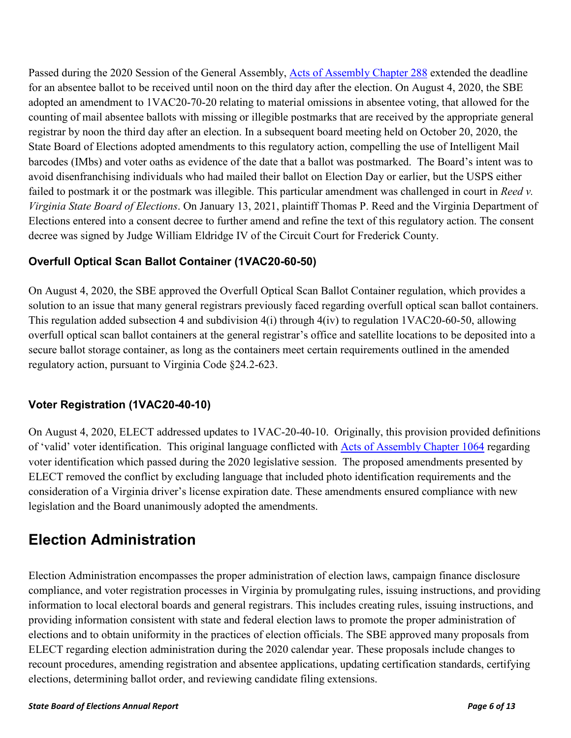Passed during the 2020 Session of the General Assembly, [Acts of Assembly Chapter 288](#) extended the deadline for an absentee ballot to be received until noon on the third day after the election. On August 4, 2020, the SBE adopted an amendment to 1VAC20-70-20 relating to material omissions in absentee voting, that allowed for the counting of mail absentee ballots with missing or illegible postmarks that are received by the appropriate general registrar by noon the third day after an election. In a subsequent board meeting held on October 20, 2020, the State Board of Elections adopted amendments to this regulatory action, compelling the use of Intelligent Mail barcodes (IMbs) and voter oaths as evidence of the date that a ballot was postmarked. The Board's intent was to avoid disenfranchising individuals who had mailed their ballot on Election Day or earlier, but the USPS either failed to postmark it or the postmark was illegible. This particular amendment was challenged in court in *Reed v. Virginia State Board of Elections*. On January 13, 2021, plaintiff Thomas P. Reed and the Virginia Department of Elections entered into a consent decree to further amend and refine the text of this regulatory action. The consent decree was signed by Judge William Eldridge IV of the Circuit Court for Frederick County.

### Overfull Optical Scan Ballot Container (1VAC20-60-50)

On August 4, 2020, the SBE approved the Overfull Optical Scan Ballot Container regulation, which provides a solution to an issue that many general registrars previously faced regarding overfull optical scan ballot containers. This regulation added subsection 4 and subdivision 4(i) through 4(iv) to regulation 1VAC20-60-50, allowing overfull optical scan ballot containers at the general registrar's office and satellite locations to be deposited into a secure ballot storage container, as long as the containers meet certain requirements outlined in the amended regulatory action, pursuant to Virginia Code §24.2-623.

### Voter Registration (1VAC20-40-10)

On August 4, 2020, ELECT addressed updates to 1VAC-20-40-10. Originally, this provision provided definitions of 'valid' voter identification. This original language conflicted with [Acts of Assembly Chapter 1064](#) regarding voter identification which passed during the 2020 legislative session. The proposed amendments presented by ELECT removed the conflict by excluding language that included photo identification requirements and the consideration of a Virginia driver's license expiration date. These amendments ensured compliance with new legislation and the Board unanimously adopted the amendments.

## Election Administration

Election Administration encompasses the proper administration of election laws, campaign finance disclosure compliance, and voter registration processes in Virginia by promulgating rules, issuing instructions, and providing information to local electoral boards and general registrars. This includes creating rules, issuing instructions, and providing information consistent with state and federal election laws to promote the proper administration of elections and to obtain uniformity in the practices of election officials. The SBE approved many proposals from ELECT regarding election administration during the 2020 calendar year. These proposals include changes to recount procedures, amending registration and absentee applications, updating certification standards, certifying elections, determining ballot order, and reviewing candidate filing extensions.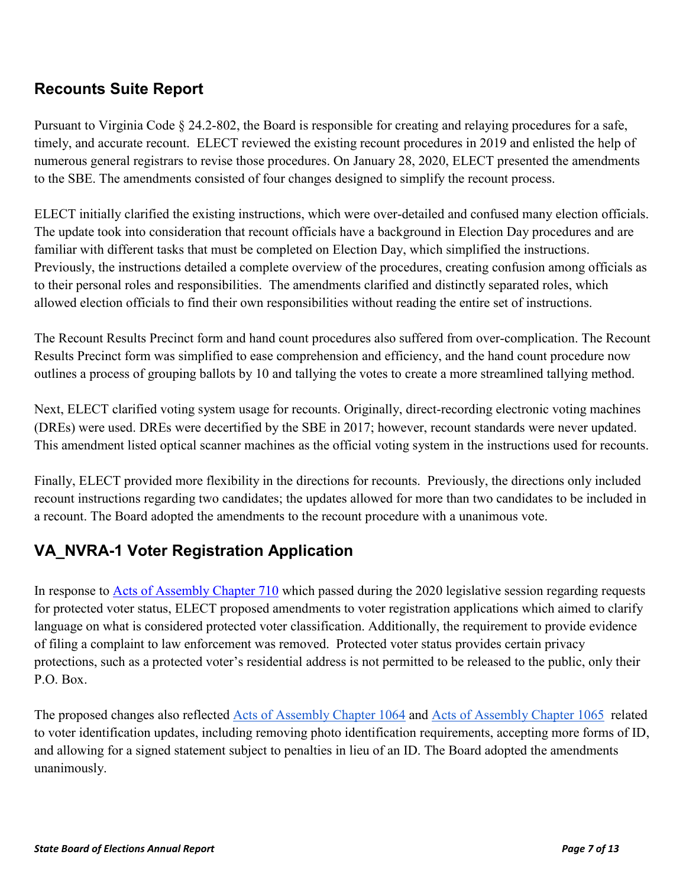## Recounts Suite Report

Pursuant to Virginia Code § 24.2-802, the Board is responsible for creating and relaying procedures for a safe, timely, and accurate recount. ELECT reviewed the existing recount procedures in 2019 and enlisted the help of numerous general registrars to revise those procedures. On January 28, 2020, ELECT presented the amendments to the SBE. The amendments consisted of four changes designed to simplify the recount process.

ELECT initially clarified the existing instructions, which were over-detailed and confused many election officials. The update took into consideration that recount officials have a background in Election Day procedures and are familiar with different tasks that must be completed on Election Day, which simplified the instructions. Previously, the instructions detailed a complete overview of the procedures, creating confusion among officials as to their personal roles and responsibilities. The amendments clarified and distinctly separated roles, which allowed election officials to find their own responsibilities without reading the entire set of instructions.

The Recount Results Precinct form and hand count procedures also suffered from over-complication. The Recount Results Precinct form was simplified to ease comprehension and efficiency, and the hand count procedure now outlines a process of grouping ballots by 10 and tallying the votes to create a more streamlined tallying method.

Next, ELECT clarified voting system usage for recounts. Originally, direct-recording electronic voting machines (DREs) were used. DREs were decertified by the SBE in 2017; however, recount standards were never updated. This amendment listed optical scanner machines as the official voting system in the instructions used for recounts.

Finally, ELECT provided more flexibility in the directions for recounts. Previously, the directions only included recount instructions regarding two candidates; the updates allowed for more than two candidates to be included in a recount. The Board adopted the amendments to the recount procedure with a unanimous vote.

## VA_NVRA-1 Voter Registration Application

In response to Acts of Assembly Chapter 710 which passed during the 2020 legislative session regarding requests for protected voter status, ELECT proposed amendments to voter registration applications which aimed to clarify language on what is considered protected voter classification. Additionally, the requirement to provide evidence of filing a complaint to law enforcement was removed. Protected voter status provides certain privacy protections, such as a protected voter's residential address is not permitted to be released to the public, only their P.O. Box.

The proposed changes also reflected Acts of Assembly Chapter 1064 and Acts of Assembly Chapter 1065 related to voter identification updates, including removing photo identification requirements, accepting more forms of ID, and allowing for a signed statement subject to penalties in lieu of an ID. The Board adopted the amendments unanimously.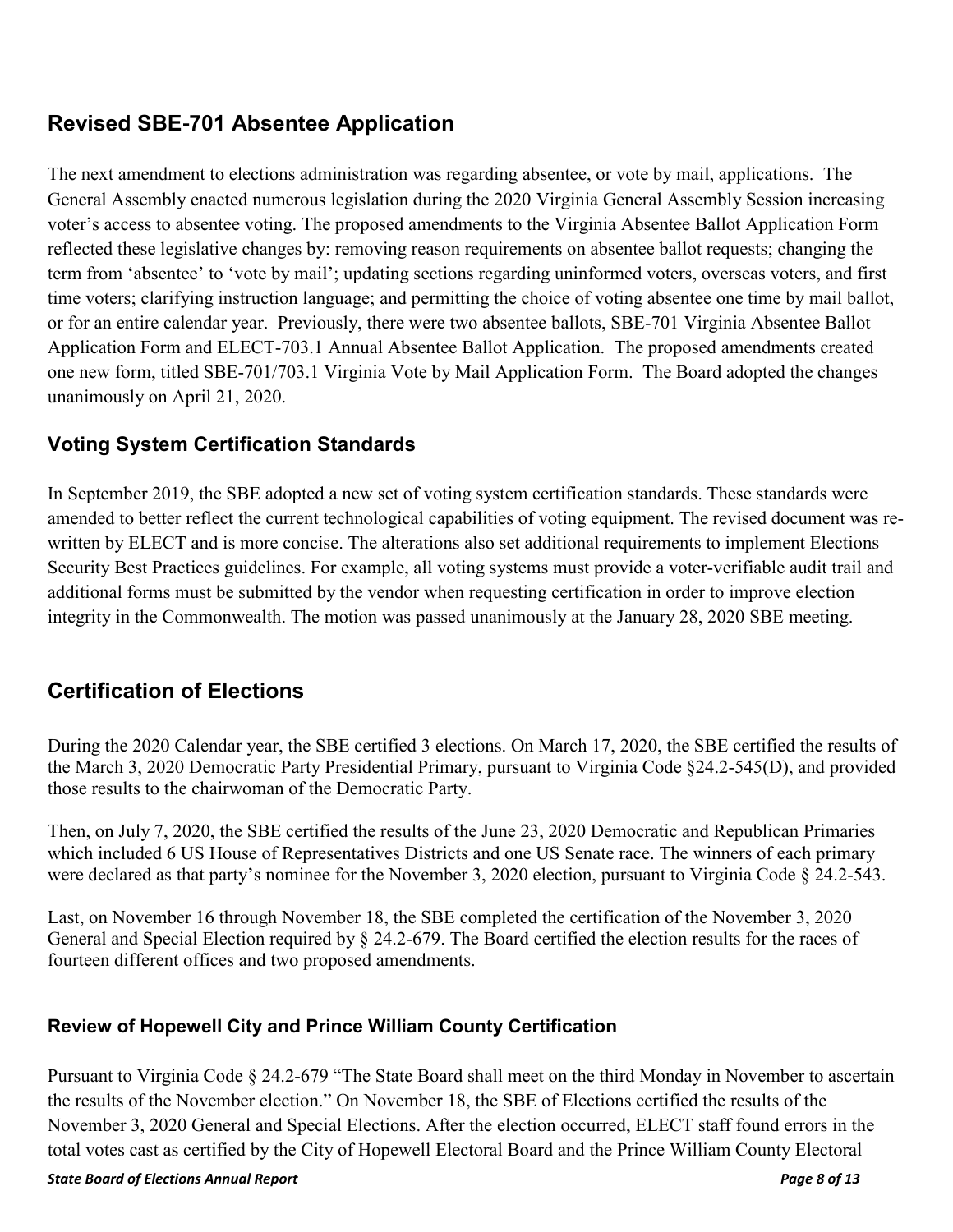## Revised SBE-701 Absentee Application

The next amendment to elections administration was regarding absentee, or vote by mail, applications. The General Assembly enacted numerous legislation during the 2020 Virginia General Assembly Session increasing voter's access to absentee voting. The proposed amendments to the Virginia Absentee Ballot Application Form reflected these legislative changes by: removing reason requirements on absentee ballot requests; changing the term from 'absentee' to 'vote by mail'; updating sections regarding uninformed voters, overseas voters, and first time voters; clarifying instruction language; and permitting the choice of voting absentee one time by mail ballot, or for an entire calendar year. Previously, there were two absentee ballots, SBE-701 Virginia Absentee Ballot Application Form and ELECT-703.1 Annual Absentee Ballot Application. The proposed amendments created one new form, titled SBE-701/703.1 Virginia Vote by Mail Application Form. The Board adopted the changes unanimously on April 21, 2020.

### Voting System Certification Standards

In September 2019, the SBE adopted a new set of voting system certification standards. These standards were amended to better reflect the current technological capabilities of voting equipment. The revised document was re-written by ELECT and is more concise. The alterations also set additional requirements to implement Elections Security Best Practices guidelines. For example, all voting systems must provide a voter-verifiable audit trail and additional forms must be submitted by the vendor when requesting certification in order to improve election integrity in the Commonwealth. The motion was passed unanimously at the January 28, 2020 SBE meeting.

## Certification of Elections

During the 2020 Calendar year, the SBE certified 3 elections. On March 17, 2020, the SBE certified the results of the March 3, 2020 Democratic Party Presidential Primary, pursuant to Virginia Code §24.2-545(D), and provided those results to the chairwoman of the Democratic Party.

Then, on July 7, 2020, the SBE certified the results of the June 23, 2020 Democratic and Republican Primaries which included 6 US House of Representatives Districts and one US Senate race. The winners of each primary were declared as that party's nominee for the November 3, 2020 election, pursuant to Virginia Code § 24.2-543.

Last, on November 16 through November 18, the SBE completed the certification of the November 3, 2020 General and Special Election required by § 24.2-679. The Board certified the election results for the races of fourteen different offices and two proposed amendments.

### Review of Hopewell City and Prince William County Certification

Pursuant to Virginia Code § 24.2-679 "The State Board shall meet on the third Monday in November to ascertain the results of the November election." On November 18, the SBE of Elections certified the results of the November 3, 2020 General and Special Elections. After the election occurred, ELECT staff found errors in the total votes cast as certified by the City of Hopewell Electoral Board and the Prince William County Electoral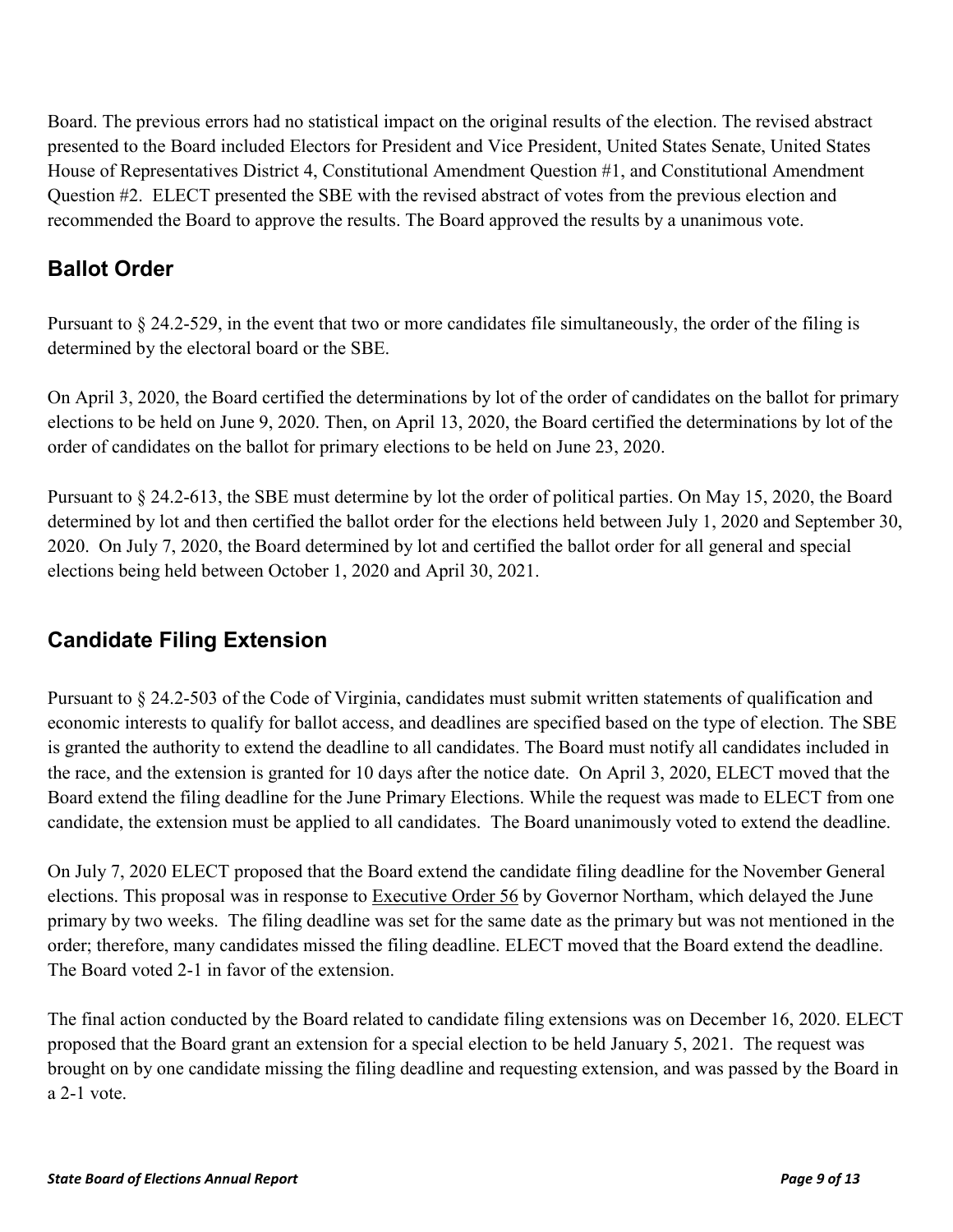Board. The previous errors had no statistical impact on the original results of the election. The revised abstract presented to the Board included Electors for President and Vice President, United States Senate, United States House of Representatives District 4, Constitutional Amendment Question #1, and Constitutional Amendment Question #2. ELECT presented the SBE with the revised abstract of votes from the previous election and recommended the Board to approve the results. The Board approved the results by a unanimous vote.

## Ballot Order

Pursuant to § 24.2-529, in the event that two or more candidates file simultaneously, the order of the filing is determined by the electoral board or the SBE.

On April 3, 2020, the Board certified the determinations by lot of the order of candidates on the ballot for primary elections to be held on June 9, 2020. Then, on April 13, 2020, the Board certified the determinations by lot of the order of candidates on the ballot for primary elections to be held on June 23, 2020.

Pursuant to § 24.2-613, the SBE must determine by lot the order of political parties. On May 15, 2020, the Board determined by lot and then certified the ballot order for the elections held between July 1, 2020 and September 30, 2020. On July 7, 2020, the Board determined by lot and certified the ballot order for all general and special elections being held between October 1, 2020 and April 30, 2021.

## Candidate Filing Extension

Pursuant to § 24.2-503 of the Code of Virginia, candidates must submit written statements of qualification and economic interests to qualify for ballot access, and deadlines are specified based on the type of election. The SBE is granted the authority to extend the deadline to all candidates. The Board must notify all candidates included in the race, and the extension is granted for 10 days after the notice date. On April 3, 2020, ELECT moved that the Board extend the filing deadline for the June Primary Elections. While the request was made to ELECT from one candidate, the extension must be applied to all candidates. The Board unanimously voted to extend the deadline.

On July 7, 2020 ELECT proposed that the Board extend the candidate filing deadline for the November General elections. This proposal was in response to Executive Order 56 by Governor Northam, which delayed the June primary by two weeks. The filing deadline was set for the same date as the primary but was not mentioned in the order; therefore, many candidates missed the filing deadline. ELECT moved that the Board extend the deadline. The Board voted 2-1 in favor of the extension.

The final action conducted by the Board related to candidate filing extensions was on December 16, 2020. ELECT proposed that the Board grant an extension for a special election to be held January 5, 2021. The request was brought on by one candidate missing the filing deadline and requesting extension, and was passed by the Board in a 2-1 vote.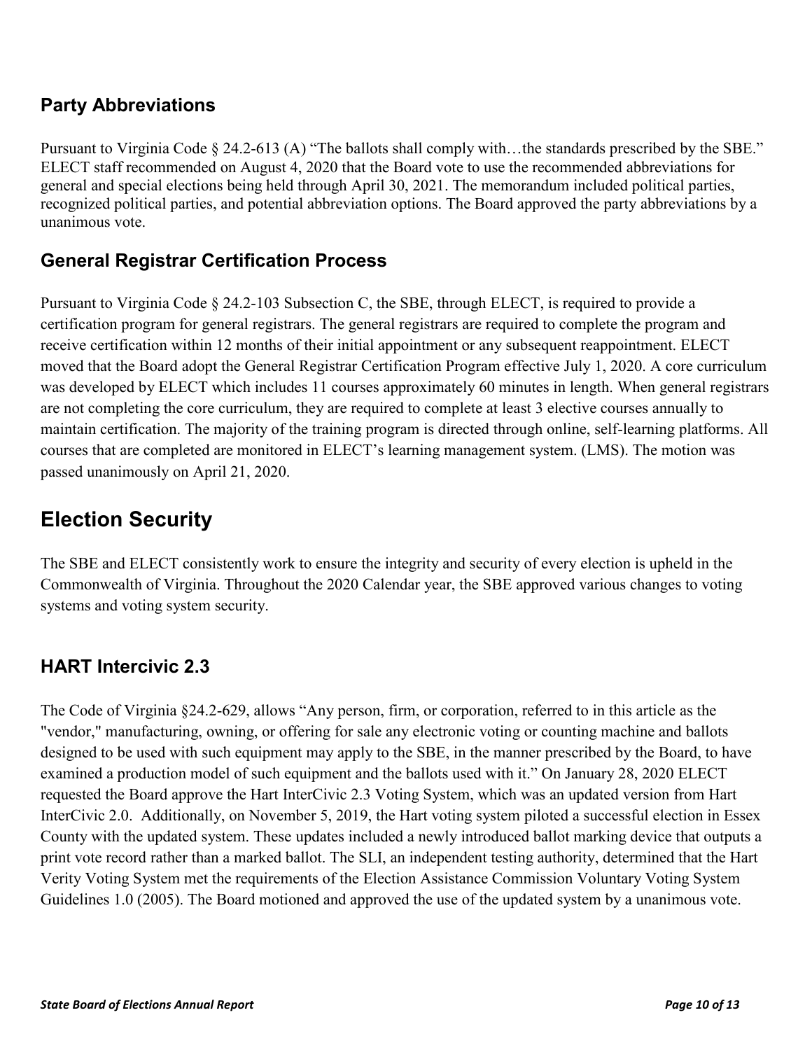## Party Abbreviations

Pursuant to Virginia Code § 24.2-613 (A) "The ballots shall comply with…the standards prescribed by the SBE." ELECT staff recommended on August 4, 2020 that the Board vote to use the recommended abbreviations for general and special elections being held through April 30, 2021. The memorandum included political parties, recognized political parties, and potential abbreviation options. The Board approved the party abbreviations by a unanimous vote.

## General Registrar Certification Process

Pursuant to Virginia Code § 24.2-103 Subsection C, the SBE, through ELECT, is required to provide a certification program for general registrars. The general registrars are required to complete the program and receive certification within 12 months of their initial appointment or any subsequent reappointment. ELECT moved that the Board adopt the General Registrar Certification Program effective July 1, 2020. A core curriculum was developed by ELECT which includes 11 courses approximately 60 minutes in length. When general registrars are not completing the core curriculum, they are required to complete at least 3 elective courses annually to maintain certification. The majority of the training program is directed through online, self-learning platforms. All courses that are completed are monitored in ELECT's learning management system. (LMS). The motion was passed unanimously on April 21, 2020.

# Election Security

The SBE and ELECT consistently work to ensure the integrity and security of every election is upheld in the Commonwealth of Virginia. Throughout the 2020 Calendar year, the SBE approved various changes to voting systems and voting system security.

## HART Intercivic 2.3

The Code of Virginia §24.2-629, allows "Any person, firm, or corporation, referred to in this article as the "vendor," manufacturing, owning, or offering for sale any electronic voting or counting machine and ballots designed to be used with such equipment may apply to the SBE, in the manner prescribed by the Board, to have examined a production model of such equipment and the ballots used with it." On January 28, 2020 ELECT requested the Board approve the Hart InterCivic 2.3 Voting System, which was an updated version from Hart InterCivic 2.0. Additionally, on November 5, 2019, the Hart voting system piloted a successful election in Essex County with the updated system. These updates included a newly introduced ballot marking device that outputs a print vote record rather than a marked ballot. The SLI, an independent testing authority, determined that the Hart Verity Voting System met the requirements of the Election Assistance Commission Voluntary Voting System Guidelines 1.0 (2005). The Board motioned and approved the use of the updated system by a unanimous vote.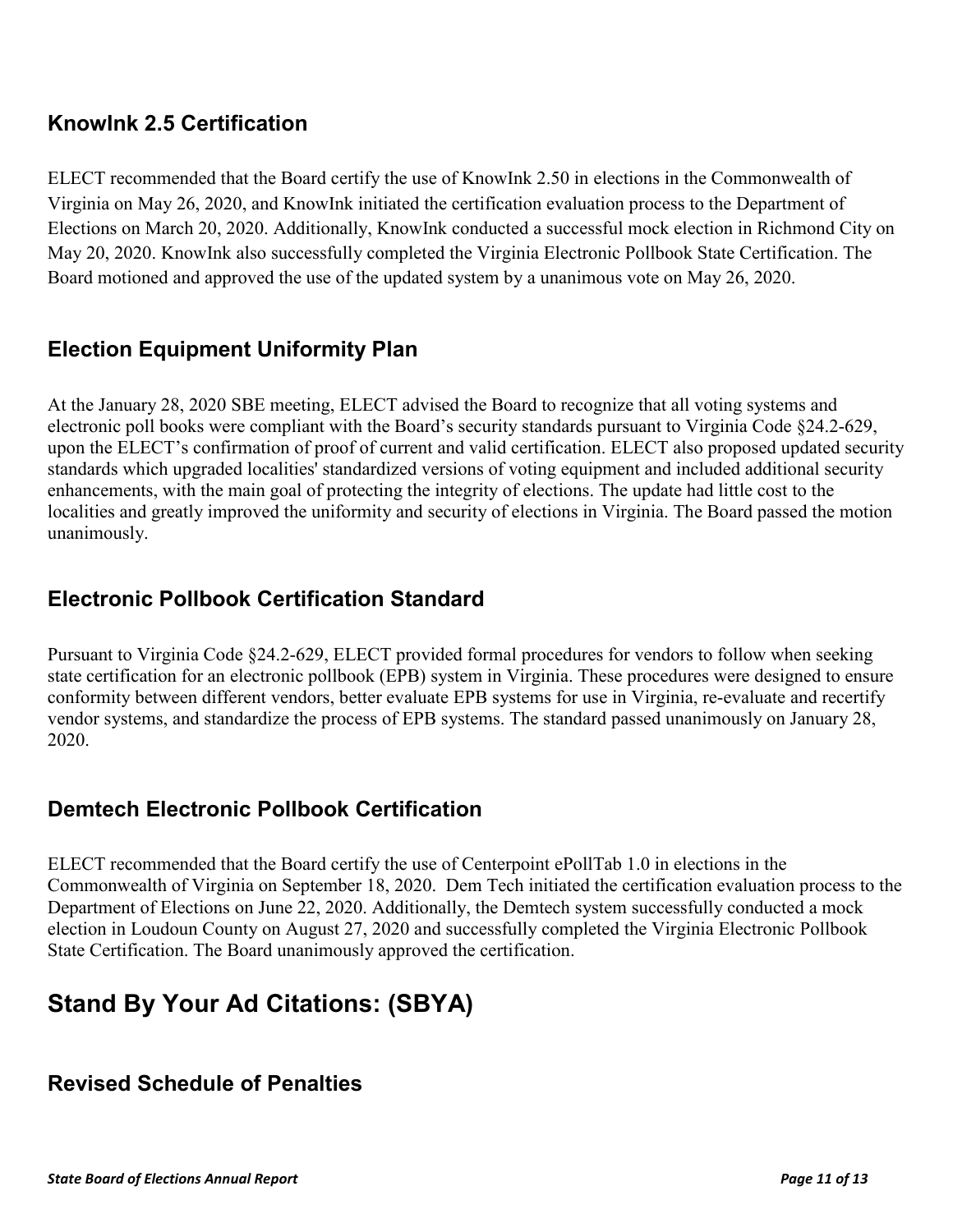### KnowInk 2.5 Certification

ELECT recommended that the Board certify the use of KnowInk 2.50 in elections in the Commonwealth of Virginia on May 26, 2020, and KnowInk initiated the certification evaluation process to the Department of Elections on March 20, 2020. Additionally, KnowInk conducted a successful mock election in Richmond City on May 20, 2020. KnowInk also successfully completed the Virginia Electronic Pollbook State Certification. The Board motioned and approved the use of the updated system by a unanimous vote on May 26, 2020.

### Election Equipment Uniformity Plan

At the January 28, 2020 SBE meeting, ELECT advised the Board to recognize that all voting systems and electronic poll books were compliant with the Board's security standards pursuant to Virginia Code §24.2-629, upon the ELECT's confirmation of proof of current and valid certification. ELECT also proposed updated security standards which upgraded localities' standardized versions of voting equipment and included additional security enhancements, with the main goal of protecting the integrity of elections. The update had little cost to the localities and greatly improved the uniformity and security of elections in Virginia. The Board passed the motion unanimously.

### Electronic Pollbook Certification Standard

Pursuant to Virginia Code §24.2-629, ELECT provided formal procedures for vendors to follow when seeking state certification for an electronic pollbook (EPB) system in Virginia. These procedures were designed to ensure conformity between different vendors, better evaluate EPB systems for use in Virginia, re-evaluate and recertify vendor systems, and standardize the process of EPB systems. The standard passed unanimously on January 28, 2020.

### Demtech Electronic Pollbook Certification

ELECT recommended that the Board certify the use of Centerpoint ePollTab 1.0 in elections in the Commonwealth of Virginia on September 18, 2020. Dem Tech initiated the certification evaluation process to the Department of Elections on June 22, 2020. Additionally, the Demtech system successfully conducted a mock election in Loudoun County on August 27, 2020 and successfully completed the Virginia Electronic Pollbook State Certification. The Board unanimously approved the certification.

## Stand By Your Ad Citations: (SBYA)

### Revised Schedule of Penalties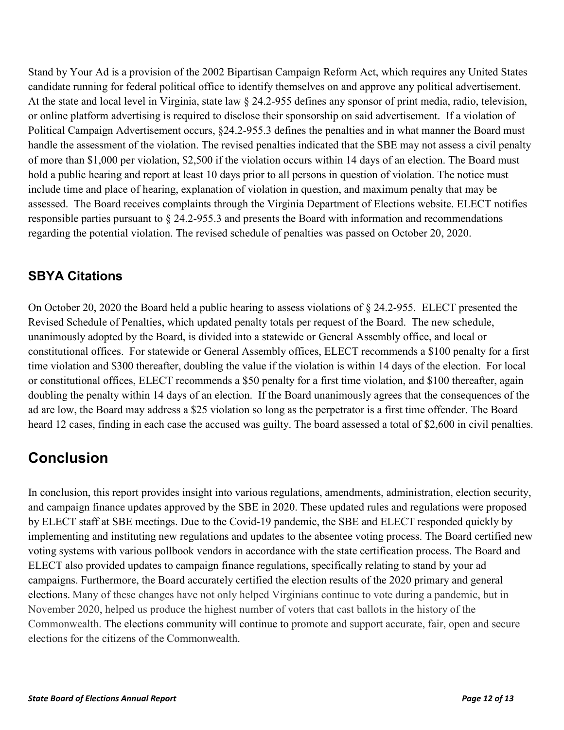Stand by Your Ad is a provision of the 2002 Bipartisan Campaign Reform Act, which requires any United States candidate running for federal political office to identify themselves on and approve any political advertisement. At the state and local level in Virginia, state law § 24.2-955 defines any sponsor of print media, radio, television, or online platform advertising is required to disclose their sponsorship on said advertisement. If a violation of Political Campaign Advertisement occurs, §24.2-955.3 defines the penalties and in what manner the Board must handle the assessment of the violation. The revised penalties indicated that the SBE may not assess a civil penalty of more than $1,000 per violation, $2,500 if the violation occurs within 14 days of an election. The Board must hold a public hearing and report at least 10 days prior to all persons in question of violation. The notice must include time and place of hearing, explanation of violation in question, and maximum penalty that may be assessed. The Board receives complaints through the Virginia Department of Elections website. ELECT notifies responsible parties pursuant to § 24.2-955.3 and presents the Board with information and recommendations regarding the potential violation. The revised schedule of penalties was passed on October 20, 2020.

### SBYA Citations

On October 20, 2020 the Board held a public hearing to assess violations of § 24.2-955. ELECT presented the Revised Schedule of Penalties, which updated penalty totals per request of the Board. The new schedule, unanimously adopted by the Board, is divided into a statewide or General Assembly office, and local or constitutional offices. For statewide or General Assembly offices, ELECT recommends a $100 penalty for a first time violation and $300 thereafter, doubling the value if the violation is within 14 days of the election. For local or constitutional offices, ELECT recommends a $50 penalty for a first time violation, and $100 thereafter, again doubling the penalty within 14 days of an election. If the Board unanimously agrees that the consequences of the ad are low, the Board may address a $25 violation so long as the perpetrator is a first time offender. The Board heard 12 cases, finding in each case the accused was guilty. The board assessed a total of $2,600 in civil penalties.

## Conclusion

In conclusion, this report provides insight into various regulations, amendments, administration, election security, and campaign finance updates approved by the SBE in 2020. These updated rules and regulations were proposed by ELECT staff at SBE meetings. Due to the Covid-19 pandemic, the SBE and ELECT responded quickly by implementing and instituting new regulations and updates to the absentee voting process. The Board certified new voting systems with various pollbook vendors in accordance with the state certification process. The Board and ELECT also provided updates to campaign finance regulations, specifically relating to stand by your ad campaigns. Furthermore, the Board accurately certified the election results of the 2020 primary and general elections. Many of these changes have not only helped Virginians continue to vote during a pandemic, but in November 2020, helped us produce the highest number of voters that cast ballots in the history of the Commonwealth. The elections community will continue to promote and support accurate, fair, open and secure elections for the citizens of the Commonwealth.